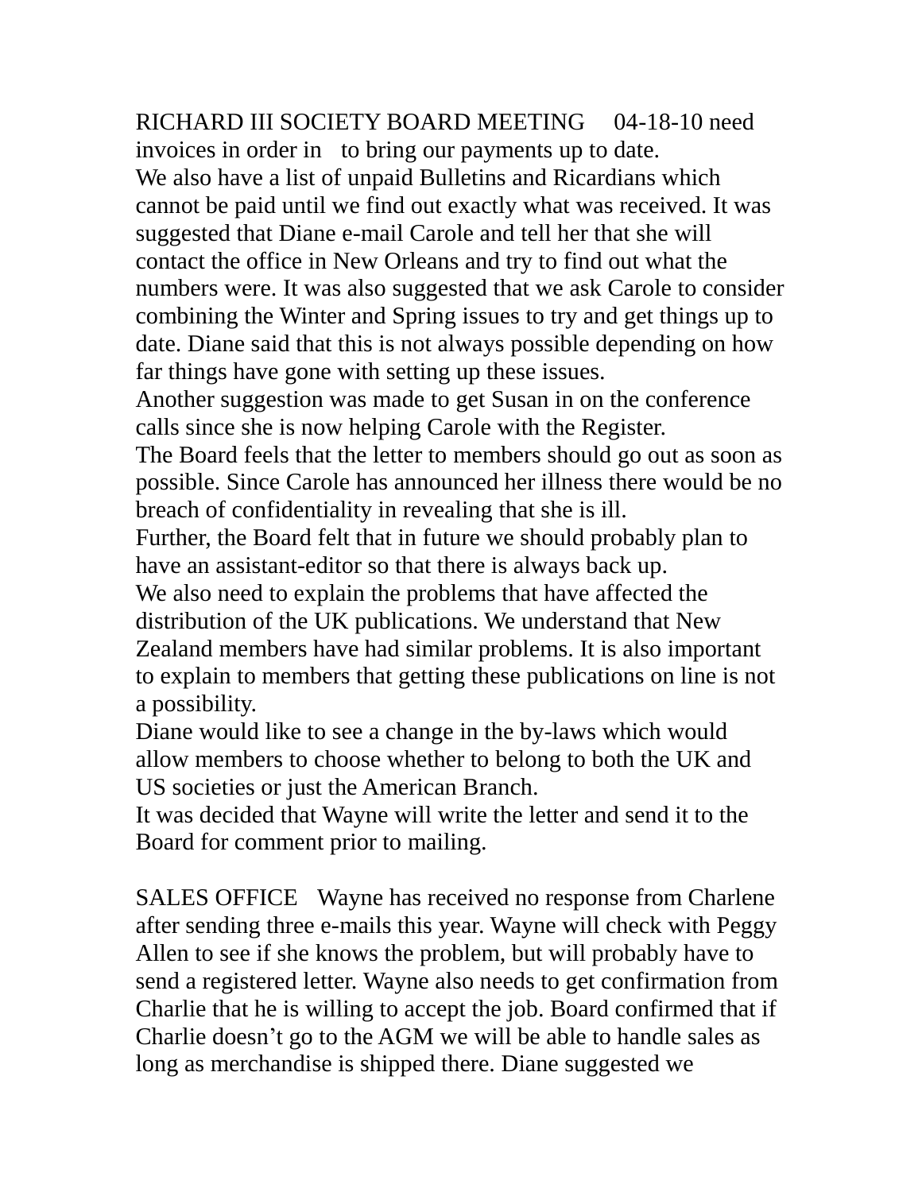RICHARD III SOCIETY BOARD MEETING 04-18-10 need invoices in order in to bring our payments up to date.

We also have a list of unpaid Bulletins and Ricardians which cannot be paid until we find out exactly what was received. It was suggested that Diane e-mail Carole and tell her that she will contact the office in New Orleans and try to find out what the numbers were. It was also suggested that we ask Carole to consider combining the Winter and Spring issues to try and get things up to date. Diane said that this is not always possible depending on how far things have gone with setting up these issues.

Another suggestion was made to get Susan in on the conference calls since she is now helping Carole with the Register.

The Board feels that the letter to members should go out as soon as possible. Since Carole has announced her illness there would be no breach of confidentiality in revealing that she is ill.

Further, the Board felt that in future we should probably plan to have an assistant-editor so that there is always back up.

We also need to explain the problems that have affected the distribution of the UK publications. We understand that New Zealand members have had similar problems. It is also important to explain to members that getting these publications on line is not a possibility.

Diane would like to see a change in the by-laws which would allow members to choose whether to belong to both the UK and US societies or just the American Branch.

It was decided that Wayne will write the letter and send it to the Board for comment prior to mailing.

SALES OFFICE Wayne has received no response from Charlene after sending three e-mails this year. Wayne will check with Peggy Allen to see if she knows the problem, but will probably have to send a registered letter. Wayne also needs to get confirmation from Charlie that he is willing to accept the job. Board confirmed that if Charlie doesn't go to the AGM we will be able to handle sales as long as merchandise is shipped there. Diane suggested we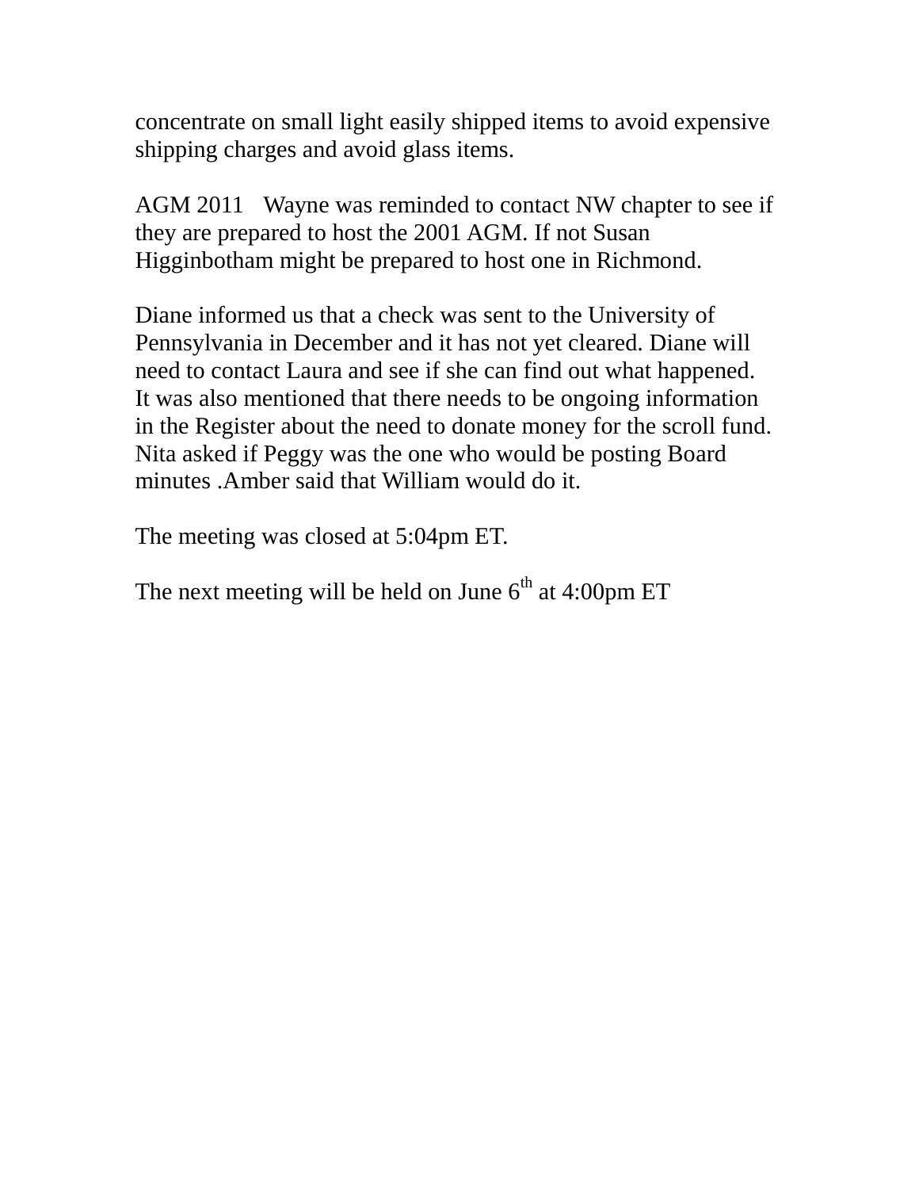concentrate on small light easily shipped items to avoid expensive shipping charges and avoid glass items.

AGM 2011   Wayne was reminded to contact NW chapter to see if they are prepared to host the 2001 AGM. If not Susan Higginbotham might be prepared to host one in Richmond.

Diane informed us that a check was sent to the University of Pennsylvania in December and it has not yet cleared. Diane will need to contact Laura and see if she can find out what happened. It was also mentioned that there needs to be ongoing information in the Register about the need to donate money for the scroll fund. Nita asked if Peggy was the one who would be posting Board minutes .Amber said that William would do it.

The meeting was closed at 5:04pm ET.

The next meeting will be held on June 6th at 4:00pm ET